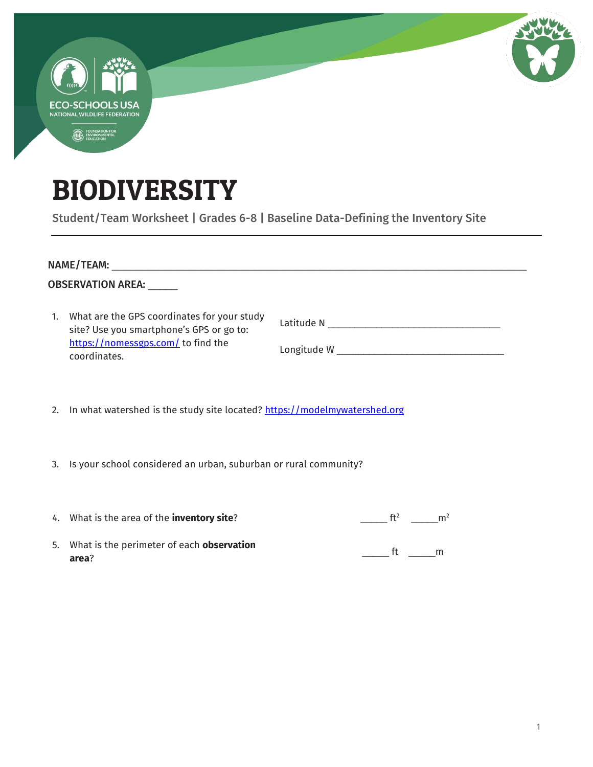# BIODIVERSITY

Student/Team Worksheet | Grades 6-8 | Baseline Data-Defining the Inventory Site

---

**NAME/TEAM:** ______________________________________________________________________________

**OBSERVATION AREA:** _____

1. What are the GPS coordinates for your study site? Use you smartphone's GPS or go to: https://nomessgps.com/ to find the coordinates.

   Latitude N ________________________________

   Longitude W ________________________________

2. In what watershed is the study site located? https://modelmywatershed.org

3. Is your school considered an urban, suburban or rural community?

4. What is the area of the **inventory site**? _____ $ft^2$ _____ $m^2$

5. What is the perimeter of each **observation area**? _____ ft _____ m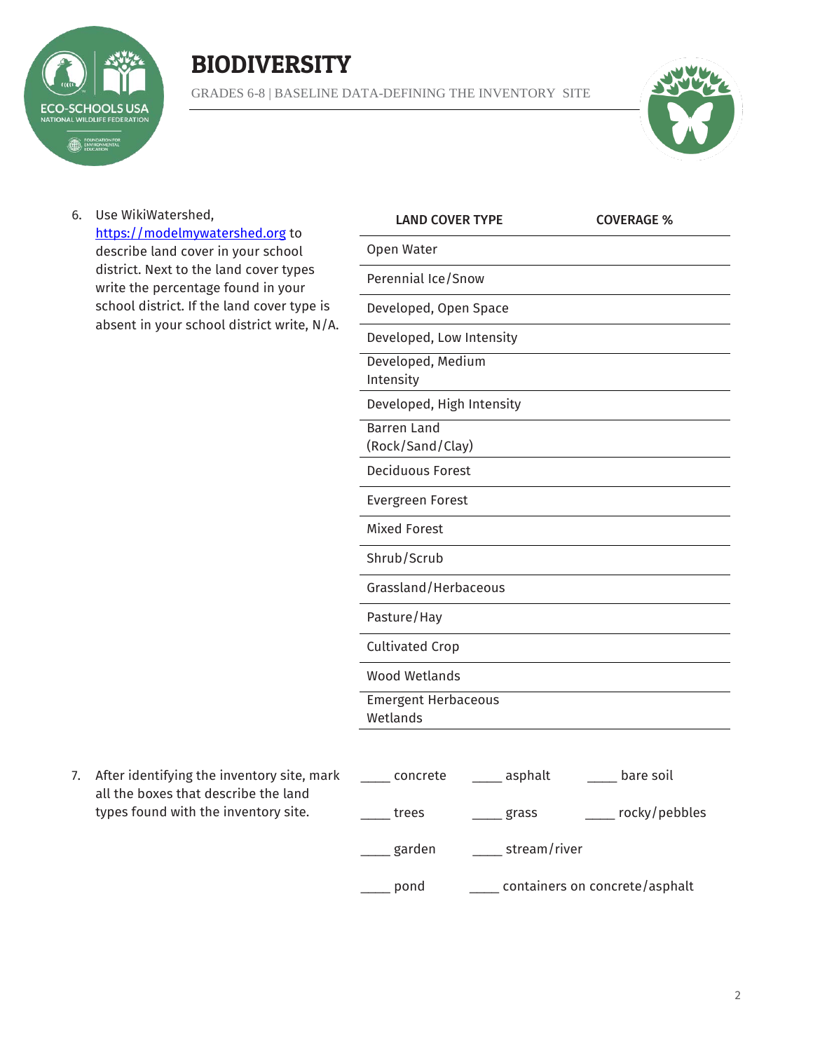6. Use WikiWatershed, [https://modelmywatershed.org](https://modelmywatershed.org) to describe land cover in your school district. Next to the land cover types write the percentage found in your school district. If the land cover type is absent in your school district write, N/A.

| LAND COVER TYPE | COVERAGE % |
|---|---|
| Open Water | |
| Perennial Ice/Snow | |
| Developed, Open Space | |
| Developed, Low Intensity | |
| Developed, Medium Intensity | |
| Developed, High Intensity | |
| Barren Land (Rock/Sand/Clay) | |
| Deciduous Forest | |
| Evergreen Forest | |
| Mixed Forest | |
| Shrub/Scrub | |
| Grassland/Herbaceous | |
| Pasture/Hay | |
| Cultivated Crop | |
| Wood Wetlands | |
| Emergent Herbaceous Wetlands | |

7. After identifying the inventory site, mark all the boxes that describe the land types found with the inventory site.

____ concrete ____ asphalt ____ bare soil

____ trees ____ grass ____ rocky/pebbles

____ garden ____ stream/river

____ pond ____ containers on concrete/asphalt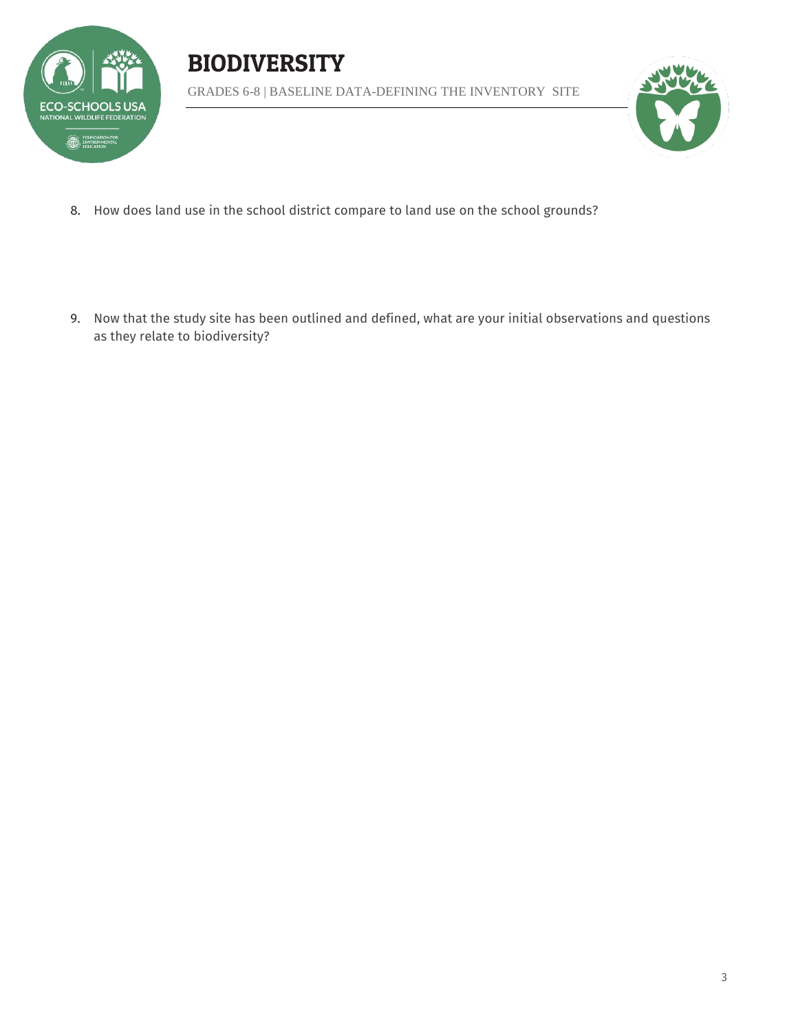8. How does land use in the school district compare to land use on the school grounds?

9. Now that the study site has been outlined and defined, what are your initial observations and questions as they relate to biodiversity?